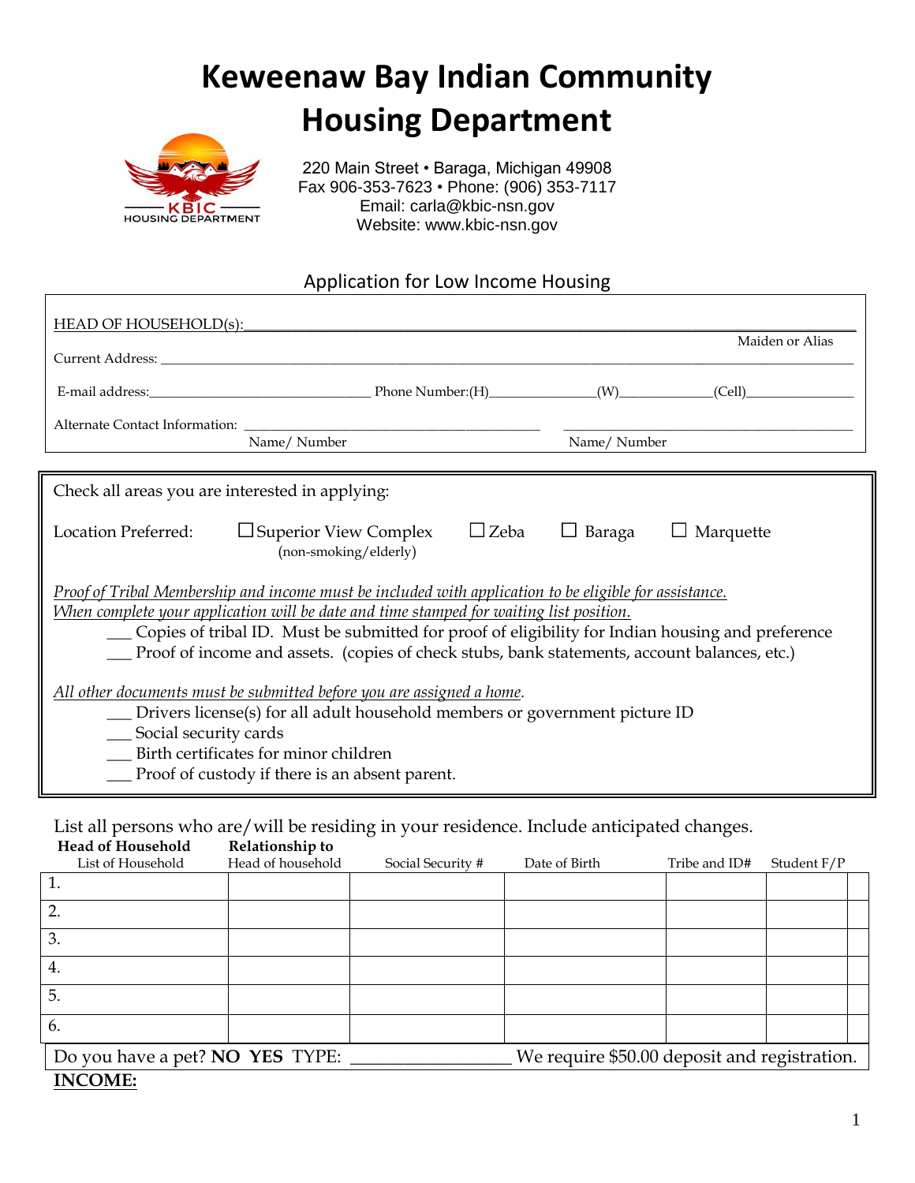# Keweenaw Bay Indian Community
# Housing Department

220 Main Street • Baraga, Michigan 49908
Fax 906-353-7623 • Phone: (906) 353-7117
Email: carla@kbic-nsn.gov
Website: www.kbic-nsn.gov

## Application for Low Income Housing

HEAD OF HOUSEHOLD(s):_______________________________________________________________

Maiden or Alias

Current Address: ___________________________________________________________________

E-mail address:_____________________ Phone Number:(H)____________(W)___________(Cell)____________

Alternate Contact Information: ______________________________ ______________________________

Name/ Number Name/ Number

---

Check all areas you are interested in applying:

Location Preferred: ☐ Superior View Complex (non-smoking/elderly) ☐ Zeba ☐ Baraga ☐ Marquette

*Proof of Tribal Membership and income must be included with application to be eligible for assistance.*
*When complete your application will be date and time stamped for waiting list position.*

- ___ Copies of tribal ID. Must be submitted for proof of eligibility for Indian housing and preference
- ___ Proof of income and assets. (copies of check stubs, bank statements, account balances, etc.)

*All other documents must be submitted before you are assigned a home.*

- ___ Drivers license(s) for all adult household members or government picture ID
- ___ Social security cards
- ___ Birth certificates for minor children
- ___ Proof of custody if there is an absent parent.

---

List all persons who are/will be residing in your residence. Include anticipated changes.

| **Head of Household** List of Household | **Relationship to** Head of household | Social Security # | Date of Birth | Tribe and ID# | Student F/P | |
|---|---|---|---|---|---|---|
| 1. | | | | | | |
| 2. | | | | | | |
| 3. | | | | | | |
| 4. | | | | | | |
| 5. | | | | | | |
| 6. | | | | | | |

Do you have a pet? **NO YES** TYPE: _______________ We require $50.00 deposit and registration.

**INCOME:**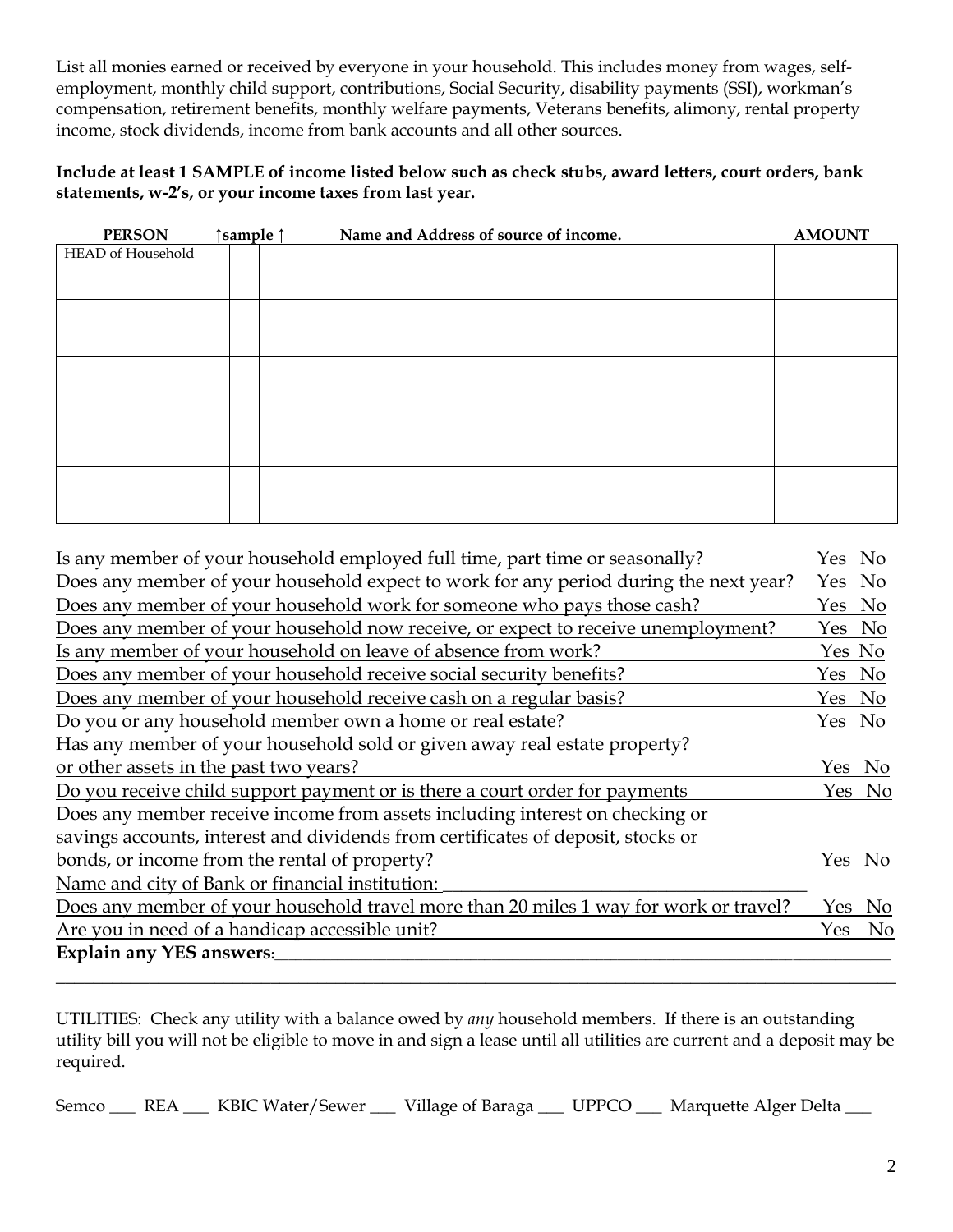List all monies earned or received by everyone in your household. This includes money from wages, self-employment, monthly child support, contributions, Social Security, disability payments (SSI), workman's compensation, retirement benefits, monthly welfare payments, Veterans benefits, alimony, rental property income, stock dividends, income from bank accounts and all other sources.

**Include at least 1 SAMPLE of income listed below such as check stubs, award letters, court orders, bank statements, w-2's, or your income taxes from last year.**

| PERSON | ↑sample ↑ | Name and Address of source of income. | AMOUNT |
|---|---|---|---|
| HEAD of Household | | | |
| | | | |
| | | | |
| | | | |
| | | | |

Is any member of your household employed full time, part time or seasonally? Yes No

Does any member of your household expect to work for any period during the next year? Yes No

Does any member of your household work for someone who pays those cash? Yes No

Does any member of your household now receive, or expect to receive unemployment? Yes No

Is any member of your household on leave of absence from work? Yes No

Does any member of your household receive social security benefits? Yes No

Does any member of your household receive cash on a regular basis? Yes No

Do you or any household member own a home or real estate? Yes No

Has any member of your household sold or given away real estate property? or other assets in the past two years? Yes No

Do you receive child support payment or is there a court order for payments Yes No

Does any member receive income from assets including interest on checking or savings accounts, interest and dividends from certificates of deposit, stocks or bonds, or income from the rental of property? Yes No

Name and city of Bank or financial institution: ________________________________________

Does any member of your household travel more than 20 miles 1 way for work or travel? Yes No

Are you in need of a handicap accessible unit? Yes No

**Explain any YES answers**:___________________________________________________________________________

_____________________________________________________________________________________________

UTILITIES: Check any utility with a balance owed by *any* household members. If there is an outstanding utility bill you will not be eligible to move in and sign a lease until all utilities are current and a deposit may be required.

Semco ___ REA ___ KBIC Water/Sewer ___ Village of Baraga ___ UPPCO ___ Marquette Alger Delta ___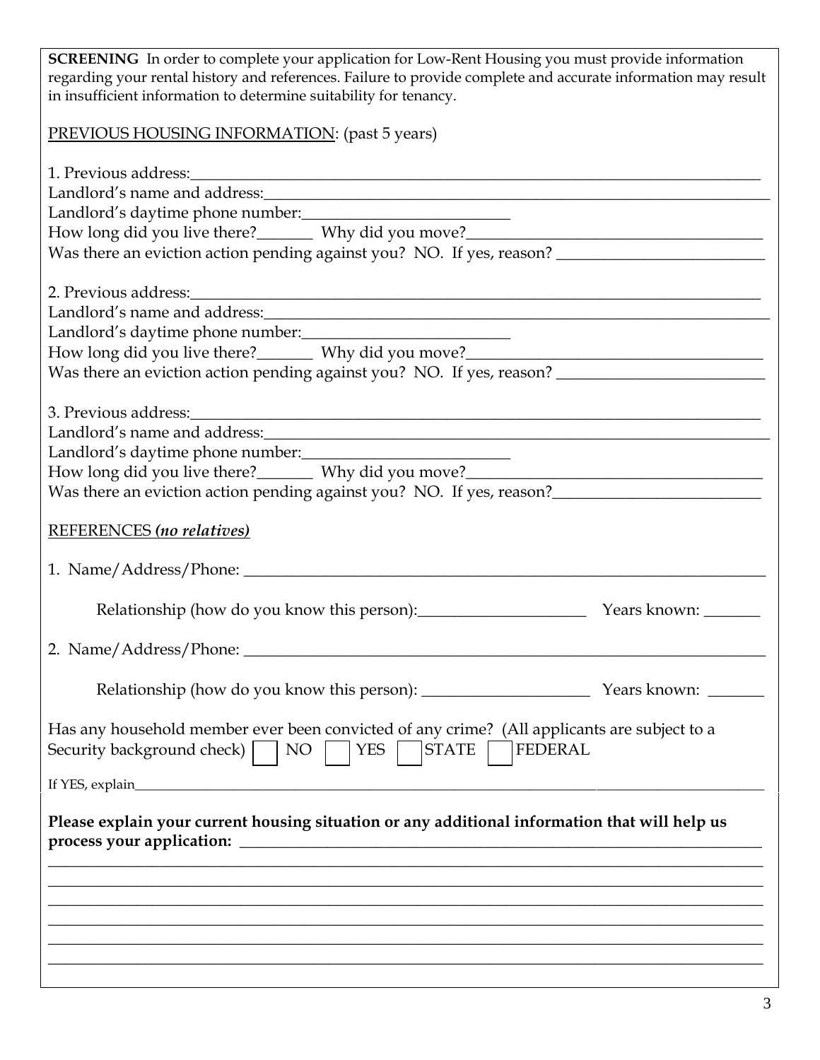**SCREENING** In order to complete your application for Low-Rent Housing you must provide information regarding your rental history and references. Failure to provide complete and accurate information may result in insufficient information to determine suitability for tenancy.

<u>PREVIOUS HOUSING INFORMATION</u>: (past 5 years)

1. Previous address:_______________________________________________
Landlord's name and address:_______________________________________________
Landlord's daytime phone number:_________________________
How long did you live there?_______ Why did you move?_________________________
Was there an eviction action pending against you? NO. If yes, reason? _________________________

2. Previous address:_______________________________________________
Landlord's name and address:_______________________________________________
Landlord's daytime phone number:_________________________
How long did you live there?_______ Why did you move?_________________________
Was there an eviction action pending against you? NO. If yes, reason? _________________________

3. Previous address:_______________________________________________
Landlord's name and address:_______________________________________________
Landlord's daytime phone number:_________________________
How long did you live there?_______ Why did you move?_________________________
Was there an eviction action pending against you? NO. If yes, reason?_________________________

<u>REFERENCES ***(no relatives)***</u>

1. Name/Address/Phone: _______________________________________________

   Relationship (how do you know this person):_____________________ Years known: _______

2. Name/Address/Phone: _______________________________________________

   Relationship (how do you know this person): _____________________ Years known: _______

Has any household member ever been convicted of any crime? (All applicants are subject to a Security background check) ☐ NO ☐ YES ☐ STATE ☐ FEDERAL

If YES, explain_______________________________________________

**Please explain your current housing situation or any additional information that will help us process your application:** _______________________________________________

_______________________________________________

_______________________________________________

_______________________________________________

_______________________________________________

_______________________________________________

_______________________________________________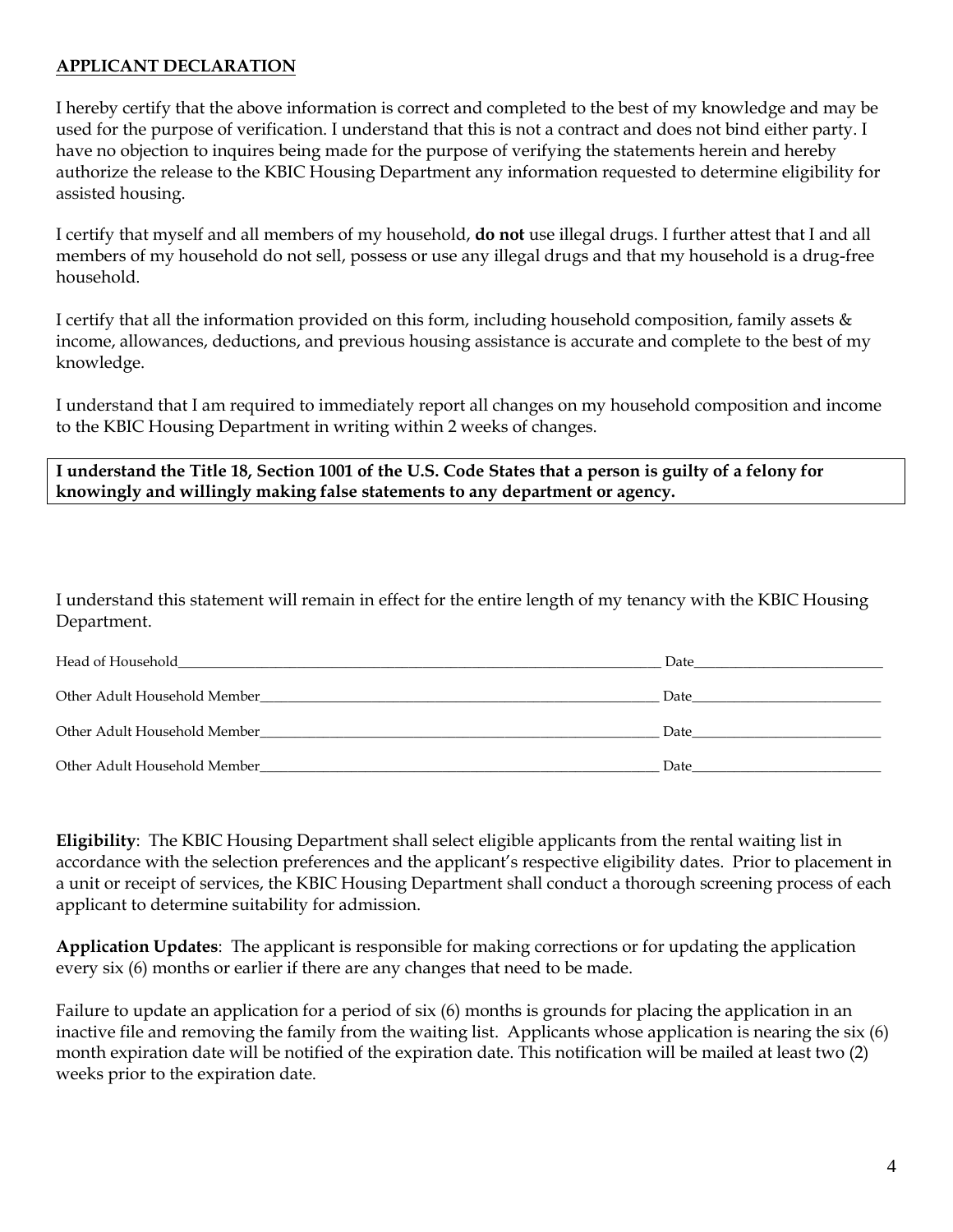**APPLICANT DECLARATION**

I hereby certify that the above information is correct and completed to the best of my knowledge and may be used for the purpose of verification. I understand that this is not a contract and does not bind either party. I have no objection to inquires being made for the purpose of verifying the statements herein and hereby authorize the release to the KBIC Housing Department any information requested to determine eligibility for assisted housing.

I certify that myself and all members of my household, **do not** use illegal drugs. I further attest that I and all members of my household do not sell, possess or use any illegal drugs and that my household is a drug-free household.

I certify that all the information provided on this form, including household composition, family assets & income, allowances, deductions, and previous housing assistance is accurate and complete to the best of my knowledge.

I understand that I am required to immediately report all changes on my household composition and income to the KBIC Housing Department in writing within 2 weeks of changes.

**I understand the Title 18, Section 1001 of the U.S. Code States that a person is guilty of a felony for knowingly and willingly making false statements to any department or agency.**

I understand this statement will remain in effect for the entire length of my tenancy with the KBIC Housing Department.

Head of Household______________________________________________ Date____________________

Other Adult Household Member__________________________________ Date____________________

Other Adult Household Member__________________________________ Date____________________

Other Adult Household Member__________________________________ Date____________________

**Eligibility**: The KBIC Housing Department shall select eligible applicants from the rental waiting list in accordance with the selection preferences and the applicant's respective eligibility dates. Prior to placement in a unit or receipt of services, the KBIC Housing Department shall conduct a thorough screening process of each applicant to determine suitability for admission.

**Application Updates**: The applicant is responsible for making corrections or for updating the application every six (6) months or earlier if there are any changes that need to be made.

Failure to update an application for a period of six (6) months is grounds for placing the application in an inactive file and removing the family from the waiting list. Applicants whose application is nearing the six (6) month expiration date will be notified of the expiration date. This notification will be mailed at least two (2) weeks prior to the expiration date.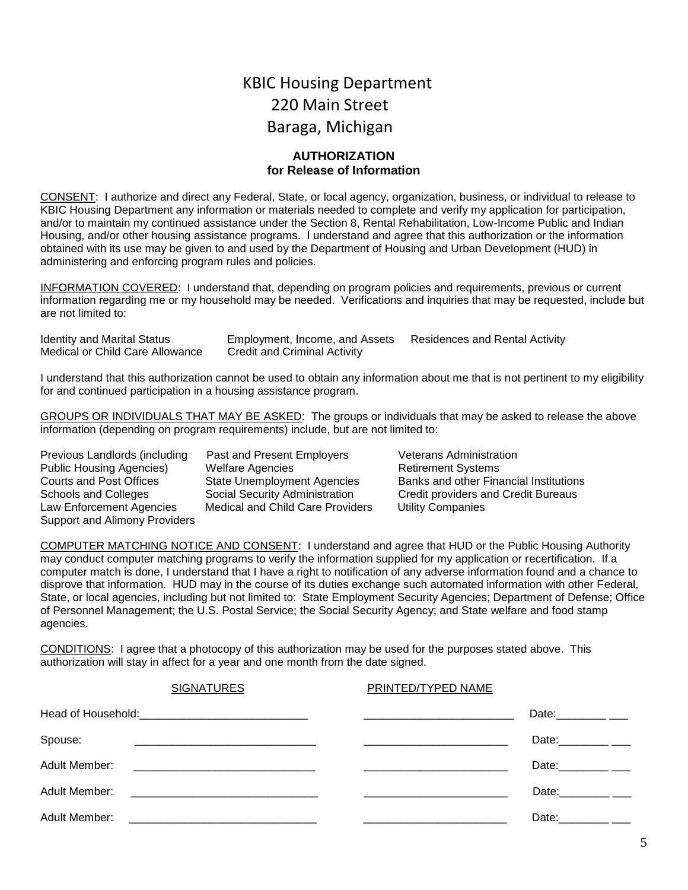# KBIC Housing Department
## 220 Main Street
## Baraga, Michigan

**AUTHORIZATION**
**for Release of Information**

CONSENT: I authorize and direct any Federal, State, or local agency, organization, business, or individual to release to KBIC Housing Department any information or materials needed to complete and verify my application for participation, and/or to maintain my continued assistance under the Section 8, Rental Rehabilitation, Low-Income Public and Indian Housing, and/or other housing assistance programs. I understand and agree that this authorization or the information obtained with its use may be given to and used by the Department of Housing and Urban Development (HUD) in administering and enforcing program rules and policies.

INFORMATION COVERED: I understand that, depending on program policies and requirements, previous or current information regarding me or my household may be needed. Verifications and inquiries that may be requested, include but are not limited to:

| | | |
|---|---|---|
| Identity and Marital Status | Employment, Income, and Assets | Residences and Rental Activity |
| Medical or Child Care Allowance | Credit and Criminal Activity | |

I understand that this authorization cannot be used to obtain any information about me that is not pertinent to my eligibility for and continued participation in a housing assistance program.

GROUPS OR INDIVIDUALS THAT MAY BE ASKED: The groups or individuals that may be asked to release the above information (depending on program requirements) include, but are not limited to:

| | | |
|---|---|---|
| Previous Landlords (including Public Housing Agencies) | Past and Present Employers | Veterans Administration |
| | Welfare Agencies | Retirement Systems |
| Courts and Post Offices | State Unemployment Agencies | Banks and other Financial Institutions |
| Schools and Colleges | Social Security Administration | Credit providers and Credit Bureaus |
| Law Enforcement Agencies | Medical and Child Care Providers | Utility Companies |
| Support and Alimony Providers | | |

COMPUTER MATCHING NOTICE AND CONSENT: I understand and agree that HUD or the Public Housing Authority may conduct computer matching programs to verify the information supplied for my application or recertification. If a computer match is done, I understand that I have a right to notification of any adverse information found and a chance to disprove that information. HUD may in the course of its duties exchange such automated information with other Federal, State, or local agencies, including but not limited to: State Employment Security Agencies; Department of Defense; Office of Personnel Management; the U.S. Postal Service; the Social Security Agency; and State welfare and food stamp agencies.

CONDITIONS: I agree that a photocopy of this authorization may be used for the purposes stated above. This authorization will stay in affect for a year and one month from the date signed.

| SIGNATURES | PRINTED/TYPED NAME | |
|---|---|---|
| Head of Household:___________________________ | ________________________ | Date:________ ___ |
| Spouse: _____________________________ | _______________________ | Date:________ ___ |
| Adult Member: _____________________________ | _______________________ | Date:________ ___ |
| Adult Member: ______________________________ | _______________________ | Date:________ ___ |
| Adult Member: ______________________________ | _______________________ | Date:________ ___ |